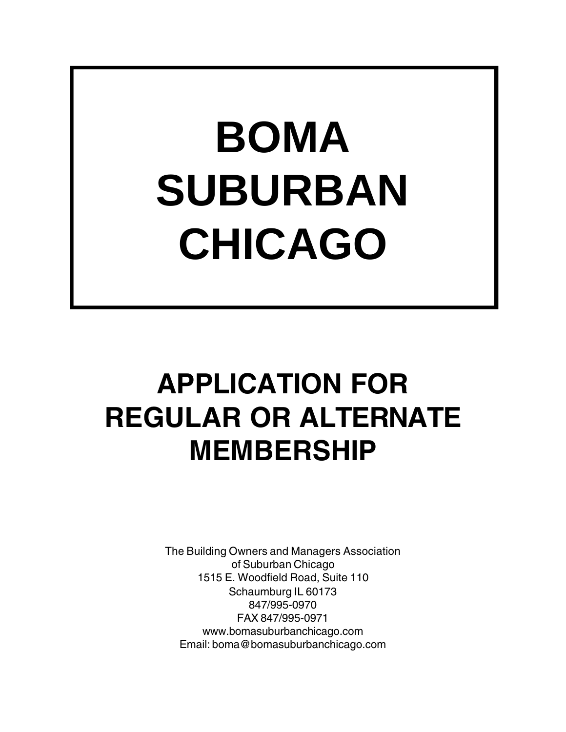# BOMA SUBURBAN CHICAGO

## APPLICATION FOR REGULAR OR ALTERNATE MEMBERSHIP

The Building Owners and Managers Association
of Suburban Chicago
1515 E. Woodfield Road, Suite 110
Schaumburg IL 60173
847/995-0970
FAX 847/995-0971
www.bomasuburbanchicago.com
Email: boma@bomasuburbanchicago.com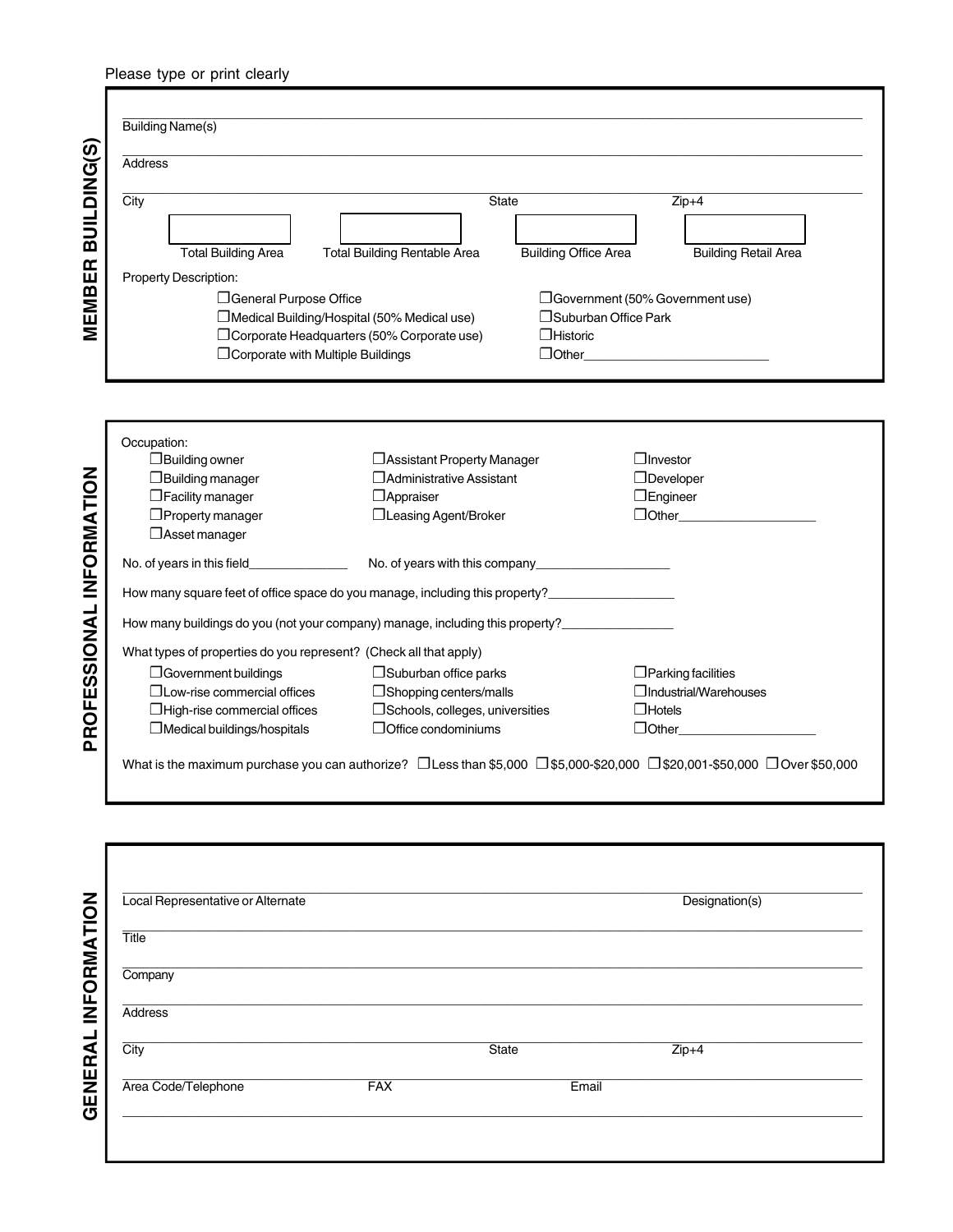Please type or print clearly

## MEMBER BUILDING(S)

Building Name(s) ______________________________

Address ______________________________

City ______________________________ State ______________ Zip+4 ______________

Total Building Area ______ Total Building Rentable Area ______ Building Office Area ______ Building Retail Area ______

Property Description:

- ☐ General Purpose Office
- ☐ Medical Building/Hospital (50% Medical use)
- ☐ Corporate Headquarters (50% Corporate use)
- ☐ Corporate with Multiple Buildings
- ☐ Government (50% Government use)
- ☐ Suburban Office Park
- ☐ Historic
- ☐ Other__________________________

## PROFESSIONAL INFORMATION

Occupation:

- ☐ Building owner
- ☐ Building manager
- ☐ Facility manager
- ☐ Property manager
- ☐ Asset manager
- ☐ Assistant Property Manager
- ☐ Administrative Assistant
- ☐ Appraiser
- ☐ Leasing Agent/Broker
- ☐ Investor
- ☐ Developer
- ☐ Engineer
- ☐ Other___________________

No. of years in this field______________ No. of years with this company___________________

How many square feet of office space do you manage, including this property?_________________

How many buildings do you (not your company) manage, including this property?_______________

What types of properties do you represent? (Check all that apply)

- ☐ Government buildings
- ☐ Low-rise commercial offices
- ☐ High-rise commercial offices
- ☐ Medical buildings/hospitals
- ☐ Suburban office parks
- ☐ Shopping centers/malls
- ☐ Schools, colleges, universities
- ☐ Office condominiums
- ☐ Parking facilities
- ☐ Industrial/Warehouses
- ☐ Hotels
- ☐ Other___________________

What is the maximum purchase you can authorize? ☐ Less than $5,000 ☐ $5,000-$20,000 ☐ $20,001-$50,000 ☐ Over $50,000

## GENERAL INFORMATION

Local Representative or Alternate ______________________________ Designation(s) ______________

Title ______________________________

Company ______________________________

Address ______________________________

City ______________________________ State ______________ Zip+4 ______________

Area Code/Telephone ______________ FAX ______________ Email ______________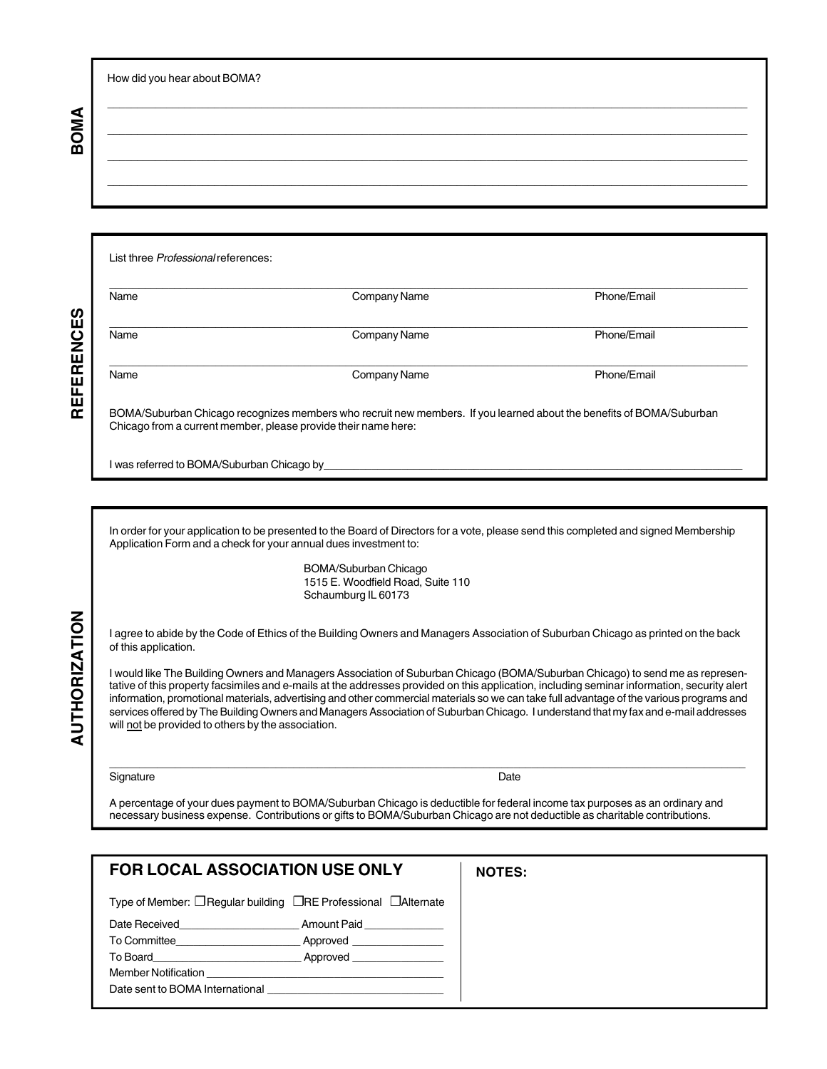## BOMA

How did you hear about BOMA?

\_\_\_\_\_\_\_\_\_\_\_\_\_\_\_\_\_\_\_\_\_\_\_\_\_\_\_\_\_\_\_\_\_\_\_\_\_\_\_\_\_\_\_\_\_\_\_\_\_\_\_\_\_\_\_\_\_\_\_\_\_\_\_\_\_\_\_\_\_\_\_\_\_\_\_\_\_\_

\_\_\_\_\_\_\_\_\_\_\_\_\_\_\_\_\_\_\_\_\_\_\_\_\_\_\_\_\_\_\_\_\_\_\_\_\_\_\_\_\_\_\_\_\_\_\_\_\_\_\_\_\_\_\_\_\_\_\_\_\_\_\_\_\_\_\_\_\_\_\_\_\_\_\_\_\_\_

\_\_\_\_\_\_\_\_\_\_\_\_\_\_\_\_\_\_\_\_\_\_\_\_\_\_\_\_\_\_\_\_\_\_\_\_\_\_\_\_\_\_\_\_\_\_\_\_\_\_\_\_\_\_\_\_\_\_\_\_\_\_\_\_\_\_\_\_\_\_\_\_\_\_\_\_\_\_

\_\_\_\_\_\_\_\_\_\_\_\_\_\_\_\_\_\_\_\_\_\_\_\_\_\_\_\_\_\_\_\_\_\_\_\_\_\_\_\_\_\_\_\_\_\_\_\_\_\_\_\_\_\_\_\_\_\_\_\_\_\_\_\_\_\_\_\_\_\_\_\_\_\_\_\_\_\_

## REFERENCES

List three *Professional* references:

| Name | Company Name | Phone/Email |
|---|---|---|
| | | |
| | | |
| | | |

BOMA/Suburban Chicago recognizes members who recruit new members. If you learned about the benefits of BOMA/Suburban Chicago from a current member, please provide their name here:

I was referred to BOMA/Suburban Chicago by\_\_\_\_\_\_\_\_\_\_\_\_\_\_\_\_\_\_\_\_\_\_\_\_\_\_\_\_\_\_\_\_\_\_\_\_\_\_\_\_\_\_\_\_\_\_

## AUTHORIZATION

In order for your application to be presented to the Board of Directors for a vote, please send this completed and signed Membership Application Form and a check for your annual dues investment to:

BOMA/Suburban Chicago
1515 E. Woodfield Road, Suite 110
Schaumburg IL 60173

I agree to abide by the Code of Ethics of the Building Owners and Managers Association of Suburban Chicago as printed on the back of this application.

I would like The Building Owners and Managers Association of Suburban Chicago (BOMA/Suburban Chicago) to send me as representative of this property facsimiles and e-mails at the addresses provided on this application, including seminar information, security alert information, promotional materials, advertising and other commercial materials so we can take full advantage of the various programs and services offered by The Building Owners and Managers Association of Suburban Chicago. I understand that my fax and e-mail addresses will not be provided to others by the association.

\_\_\_\_\_\_\_\_\_\_\_\_\_\_\_\_\_\_\_\_\_\_\_\_\_\_\_\_\_\_\_\_\_\_\_\_\_\_\_\_\_\_\_\_\_\_\_\_\_\_\_\_\_\_\_\_\_\_\_\_\_\_\_\_\_\_\_\_\_\_\_\_\_\_\_\_\_\_

Signature                                                                                    Date

A percentage of your dues payment to BOMA/Suburban Chicago is deductible for federal income tax purposes as an ordinary and necessary business expense. Contributions or gifts to BOMA/Suburban Chicago are not deductible as charitable contributions.

## FOR LOCAL ASSOCIATION USE ONLY

Type of Member: ☐ Regular building ☐ RE Professional ☐ Alternate

Date Received\_\_\_\_\_\_\_\_\_\_\_\_\_\_\_\_\_\_\_ Amount Paid \_\_\_\_\_\_\_\_\_\_\_\_\_

To Committee\_\_\_\_\_\_\_\_\_\_\_\_\_\_\_\_\_\_\_\_ Approved \_\_\_\_\_\_\_\_\_\_\_\_\_\_\_

To Board\_\_\_\_\_\_\_\_\_\_\_\_\_\_\_\_\_\_\_\_\_\_\_\_\_ Approved \_\_\_\_\_\_\_\_\_\_\_\_\_\_\_

Member Notification \_\_\_\_\_\_\_\_\_\_\_\_\_\_\_\_\_\_\_\_\_\_\_\_\_\_\_\_\_\_\_\_\_\_\_\_\_\_\_\_

Date sent to BOMA International \_\_\_\_\_\_\_\_\_\_\_\_\_\_\_\_\_\_\_\_\_\_\_\_\_\_\_\_\_

**NOTES:**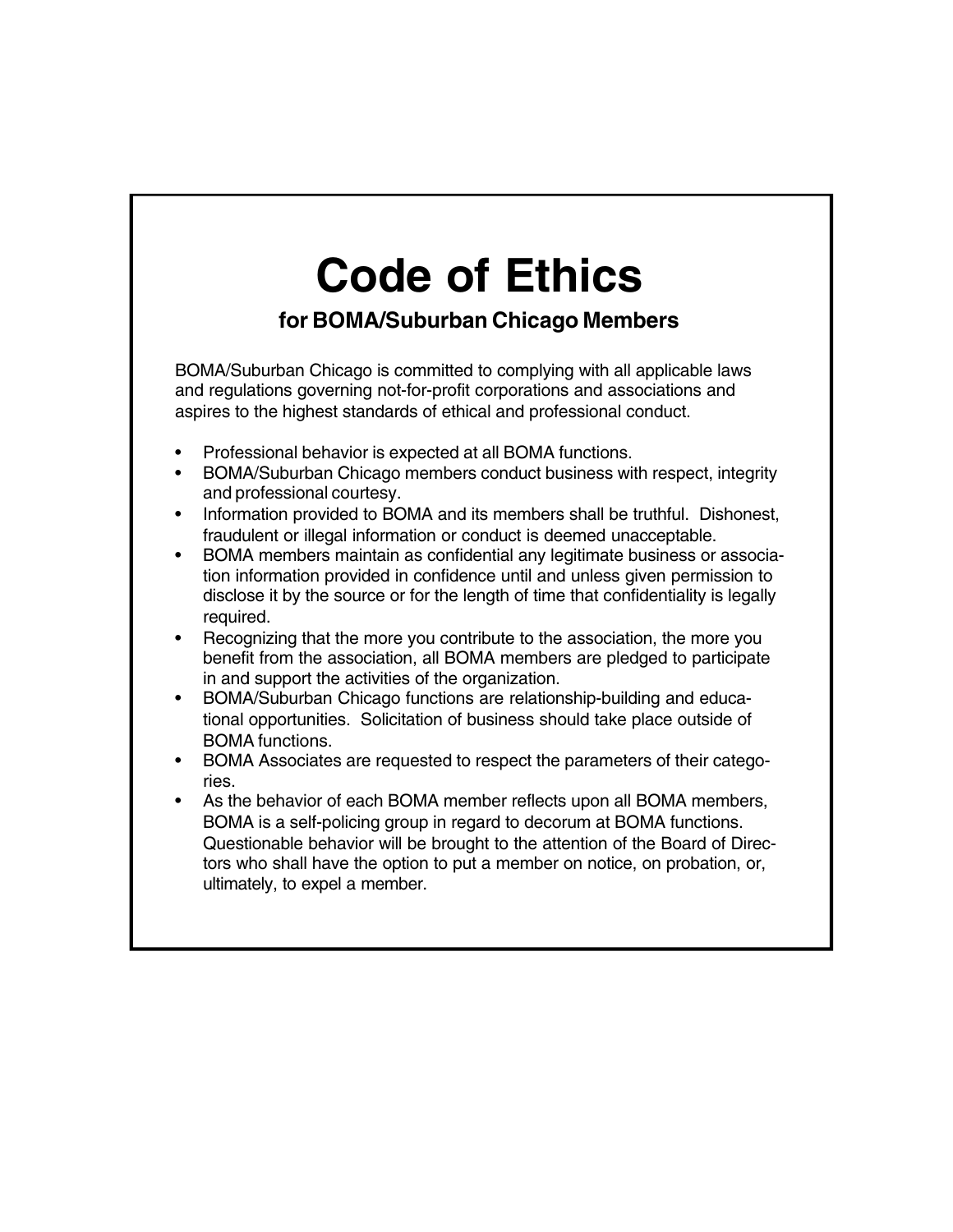# Code of Ethics

### for BOMA/Suburban Chicago Members

BOMA/Suburban Chicago is committed to complying with all applicable laws and regulations governing not-for-profit corporations and associations and aspires to the highest standards of ethical and professional conduct.

- Professional behavior is expected at all BOMA functions.
- BOMA/Suburban Chicago members conduct business with respect, integrity and professional courtesy.
- Information provided to BOMA and its members shall be truthful. Dishonest, fraudulent or illegal information or conduct is deemed unacceptable.
- BOMA members maintain as confidential any legitimate business or association information provided in confidence until and unless given permission to disclose it by the source or for the length of time that confidentiality is legally required.
- Recognizing that the more you contribute to the association, the more you benefit from the association, all BOMA members are pledged to participate in and support the activities of the organization.
- BOMA/Suburban Chicago functions are relationship-building and educational opportunities. Solicitation of business should take place outside of BOMA functions.
- BOMA Associates are requested to respect the parameters of their categories.
- As the behavior of each BOMA member reflects upon all BOMA members, BOMA is a self-policing group in regard to decorum at BOMA functions. Questionable behavior will be brought to the attention of the Board of Directors who shall have the option to put a member on notice, on probation, or, ultimately, to expel a member.